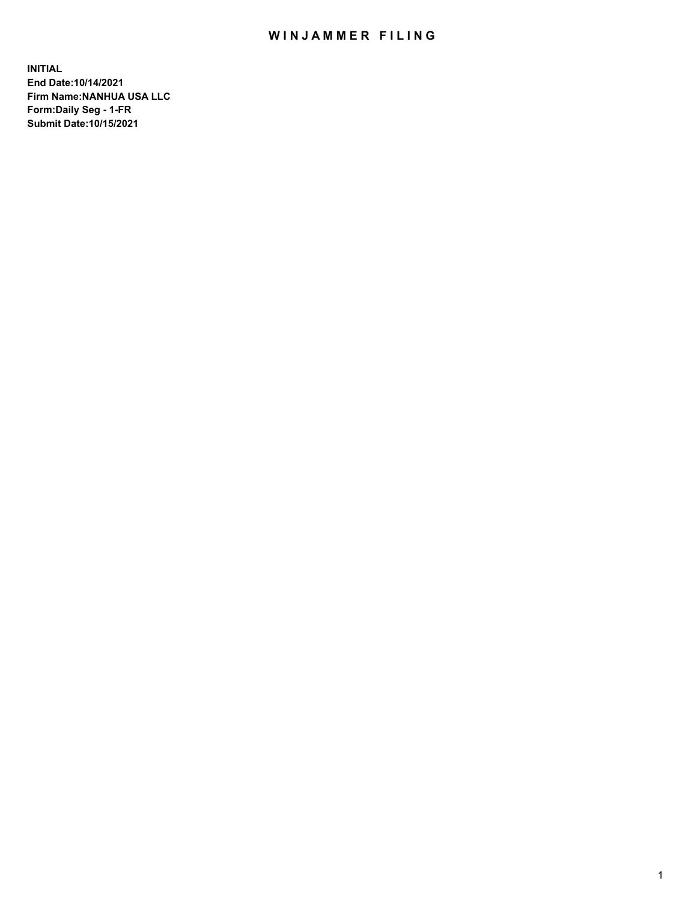# WINJAMMER FILING

**INITIAL**
**End Date:10/14/2021**
**Firm Name:NANHUA USA LLC**
**Form:Daily Seg - 1-FR**
**Submit Date:10/15/2021**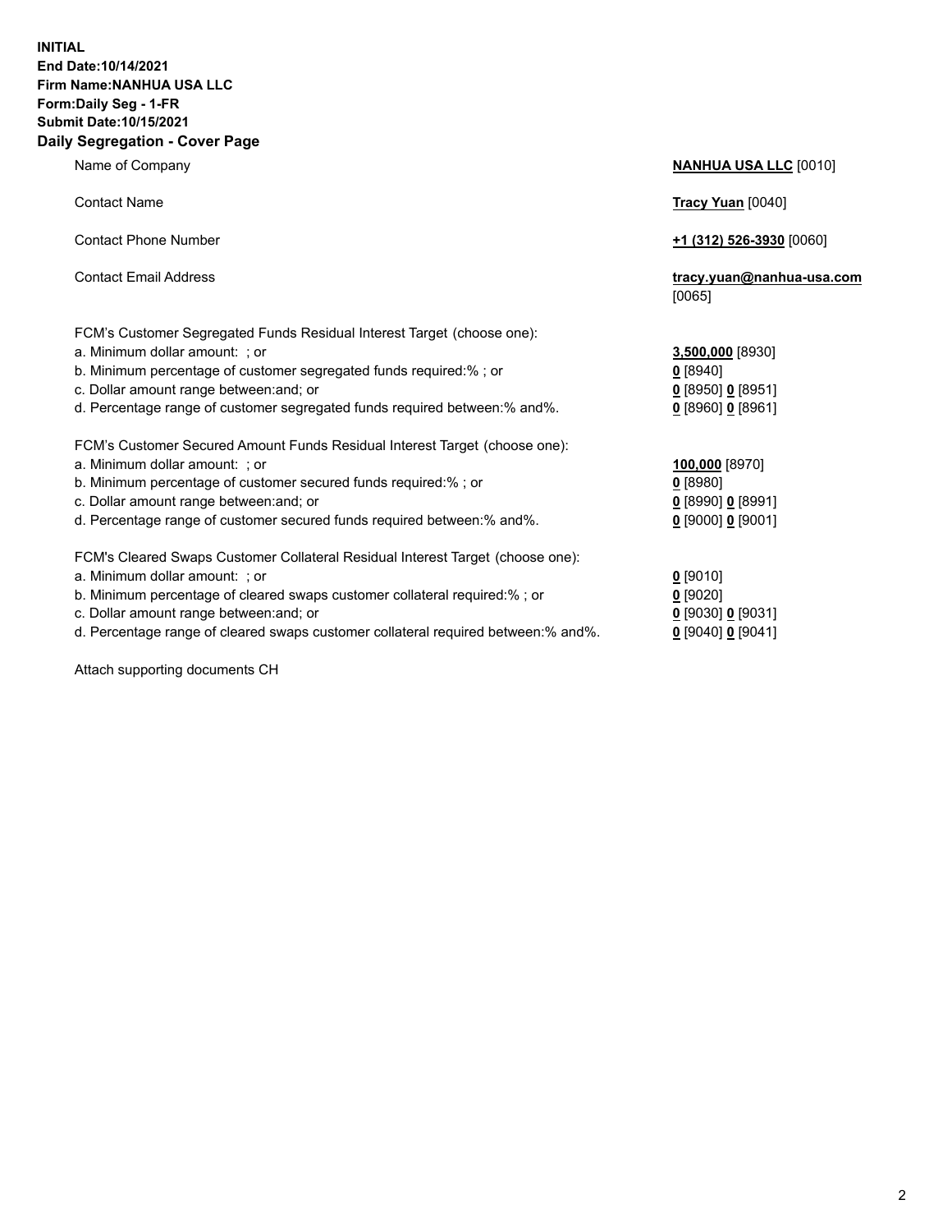**INITIAL**
**End Date:10/14/2021**
**Firm Name:NANHUA USA LLC**
**Form:Daily Seg - 1-FR**
**Submit Date:10/15/2021**

## Daily Segregation - Cover Page

| | |
|---|---|
| Name of Company | **NANHUA USA LLC** [0010] |
| Contact Name | **Tracy Yuan** [0040] |
| Contact Phone Number | **+1 (312) 526-3930** [0060] |
| Contact Email Address | **tracy.yuan@nanhua-usa.com** [0065] |

FCM's Customer Segregated Funds Residual Interest Target (choose one):

| | |
|---|---|
| a. Minimum dollar amount: ; or | **3,500,000** [8930] |
| b. Minimum percentage of customer segregated funds required:% ; or | **0** [8940] |
| c. Dollar amount range between:and; or | **0** [8950] **0** [8951] |
| d. Percentage range of customer segregated funds required between:% and%. | **0** [8960] **0** [8961] |

FCM's Customer Secured Amount Funds Residual Interest Target (choose one):

| | |
|---|---|
| a. Minimum dollar amount: ; or | **100,000** [8970] |
| b. Minimum percentage of customer secured funds required:% ; or | **0** [8980] |
| c. Dollar amount range between:and; or | **0** [8990] **0** [8991] |
| d. Percentage range of customer secured funds required between:% and%. | **0** [9000] **0** [9001] |

FCM's Cleared Swaps Customer Collateral Residual Interest Target (choose one):

| | |
|---|---|
| a. Minimum dollar amount: ; or | **0** [9010] |
| b. Minimum percentage of cleared swaps customer collateral required:% ; or | **0** [9020] |
| c. Dollar amount range between:and; or | **0** [9030] **0** [9031] |
| d. Percentage range of cleared swaps customer collateral required between:% and%. | **0** [9040] **0** [9041] |

Attach supporting documents CH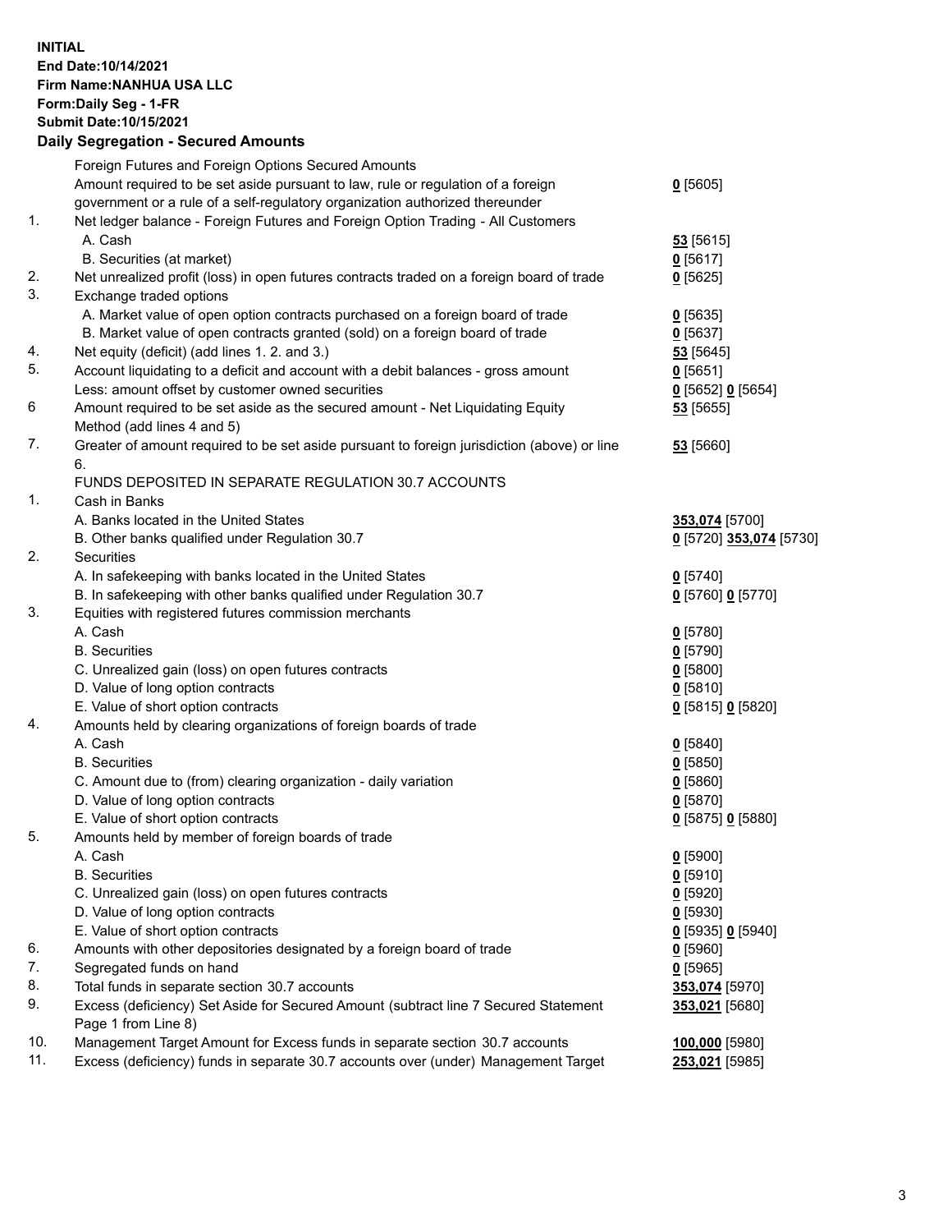**INITIAL**
**End Date:10/14/2021**
**Firm Name:NANHUA USA LLC**
**Form:Daily Seg - 1-FR**
**Submit Date:10/15/2021**

### Daily Segregation - Secured Amounts

| | | |
|---|---|---|
| | Foreign Futures and Foreign Options Secured Amounts | |
| | Amount required to be set aside pursuant to law, rule or regulation of a foreign government or a rule of a self-regulatory organization authorized thereunder | **0** [5605] |
| 1. | Net ledger balance - Foreign Futures and Foreign Option Trading - All Customers | |
| | A. Cash | **53** [5615] |
| | B. Securities (at market) | **0** [5617] |
| 2. | Net unrealized profit (loss) in open futures contracts traded on a foreign board of trade | **0** [5625] |
| 3. | Exchange traded options | |
| | A. Market value of open option contracts purchased on a foreign board of trade | **0** [5635] |
| | B. Market value of open contracts granted (sold) on a foreign board of trade | **0** [5637] |
| 4. | Net equity (deficit) (add lines 1. 2. and 3.) | **53** [5645] |
| 5. | Account liquidating to a deficit and account with a debit balances - gross amount | **0** [5651] |
| | Less: amount offset by customer owned securities | **0** [5652] **0** [5654] |
| 6 | Amount required to be set aside as the secured amount - Net Liquidating Equity Method (add lines 4 and 5) | **53** [5655] |
| 7. | Greater of amount required to be set aside pursuant to foreign jurisdiction (above) or line 6. | **53** [5660] |
| | FUNDS DEPOSITED IN SEPARATE REGULATION 30.7 ACCOUNTS | |
| 1. | Cash in Banks | |
| | A. Banks located in the United States | **353,074** [5700] |
| | B. Other banks qualified under Regulation 30.7 | **0** [5720] **353,074** [5730] |
| 2. | Securities | |
| | A. In safekeeping with banks located in the United States | **0** [5740] |
| | B. In safekeeping with other banks qualified under Regulation 30.7 | **0** [5760] **0** [5770] |
| 3. | Equities with registered futures commission merchants | |
| | A. Cash | **0** [5780] |
| | B. Securities | **0** [5790] |
| | C. Unrealized gain (loss) on open futures contracts | **0** [5800] |
| | D. Value of long option contracts | **0** [5810] |
| | E. Value of short option contracts | **0** [5815] **0** [5820] |
| 4. | Amounts held by clearing organizations of foreign boards of trade | |
| | A. Cash | **0** [5840] |
| | B. Securities | **0** [5850] |
| | C. Amount due to (from) clearing organization - daily variation | **0** [5860] |
| | D. Value of long option contracts | **0** [5870] |
| | E. Value of short option contracts | **0** [5875] **0** [5880] |
| 5. | Amounts held by member of foreign boards of trade | |
| | A. Cash | **0** [5900] |
| | B. Securities | **0** [5910] |
| | C. Unrealized gain (loss) on open futures contracts | **0** [5920] |
| | D. Value of long option contracts | **0** [5930] |
| | E. Value of short option contracts | **0** [5935] **0** [5940] |
| 6. | Amounts with other depositories designated by a foreign board of trade | **0** [5960] |
| 7. | Segregated funds on hand | **0** [5965] |
| 8. | Total funds in separate section 30.7 accounts | **353,074** [5970] |
| 9. | Excess (deficiency) Set Aside for Secured Amount (subtract line 7 Secured Statement Page 1 from Line 8) | **353,021** [5680] |
| 10. | Management Target Amount for Excess funds in separate section 30.7 accounts | **100,000** [5980] |
| 11. | Excess (deficiency) funds in separate 30.7 accounts over (under) Management Target | **253,021** [5985] |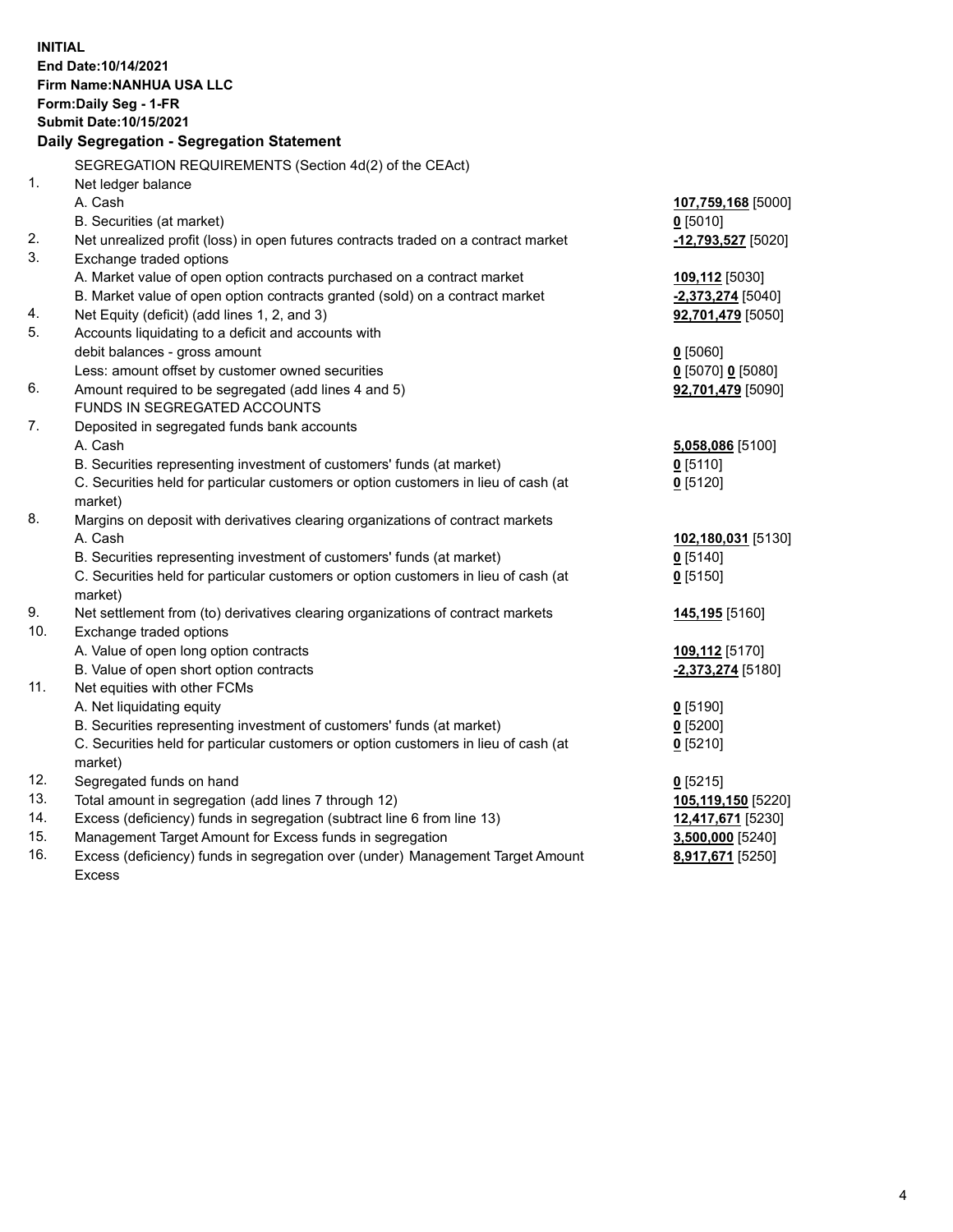**INITIAL**
**End Date:10/14/2021**
**Firm Name:NANHUA USA LLC**
**Form:Daily Seg - 1-FR**
**Submit Date:10/15/2021**

## Daily Segregation - Segregation Statement

| | | |
|---|---|---|
| | SEGREGATION REQUIREMENTS (Section 4d(2) of the CEAct) | |
| 1. | Net ledger balance | |
| | A. Cash | **107,759,168** [5000] |
| | B. Securities (at market) | **0** [5010] |
| 2. | Net unrealized profit (loss) in open futures contracts traded on a contract market | **-12,793,527** [5020] |
| 3. | Exchange traded options | |
| | A. Market value of open option contracts purchased on a contract market | **109,112** [5030] |
| | B. Market value of open option contracts granted (sold) on a contract market | **-2,373,274** [5040] |
| 4. | Net Equity (deficit) (add lines 1, 2, and 3) | **92,701,479** [5050] |
| 5. | Accounts liquidating to a deficit and accounts with debit balances - gross amount | **0** [5060] |
| | Less: amount offset by customer owned securities | **0** [5070] **0** [5080] |
| 6. | Amount required to be segregated (add lines 4 and 5) | **92,701,479** [5090] |
| | FUNDS IN SEGREGATED ACCOUNTS | |
| 7. | Deposited in segregated funds bank accounts | |
| | A. Cash | **5,058,086** [5100] |
| | B. Securities representing investment of customers' funds (at market) | **0** [5110] |
| | C. Securities held for particular customers or option customers in lieu of cash (at market) | **0** [5120] |
| 8. | Margins on deposit with derivatives clearing organizations of contract markets | |
| | A. Cash | **102,180,031** [5130] |
| | B. Securities representing investment of customers' funds (at market) | **0** [5140] |
| | C. Securities held for particular customers or option customers in lieu of cash (at market) | **0** [5150] |
| 9. | Net settlement from (to) derivatives clearing organizations of contract markets | **145,195** [5160] |
| 10. | Exchange traded options | |
| | A. Value of open long option contracts | **109,112** [5170] |
| | B. Value of open short option contracts | **-2,373,274** [5180] |
| 11. | Net equities with other FCMs | |
| | A. Net liquidating equity | **0** [5190] |
| | B. Securities representing investment of customers' funds (at market) | **0** [5200] |
| | C. Securities held for particular customers or option customers in lieu of cash (at market) | **0** [5210] |
| 12. | Segregated funds on hand | **0** [5215] |
| 13. | Total amount in segregation (add lines 7 through 12) | **105,119,150** [5220] |
| 14. | Excess (deficiency) funds in segregation (subtract line 6 from line 13) | **12,417,671** [5230] |
| 15. | Management Target Amount for Excess funds in segregation | **3,500,000** [5240] |
| 16. | Excess (deficiency) funds in segregation over (under) Management Target Amount Excess | **8,917,671** [5250] |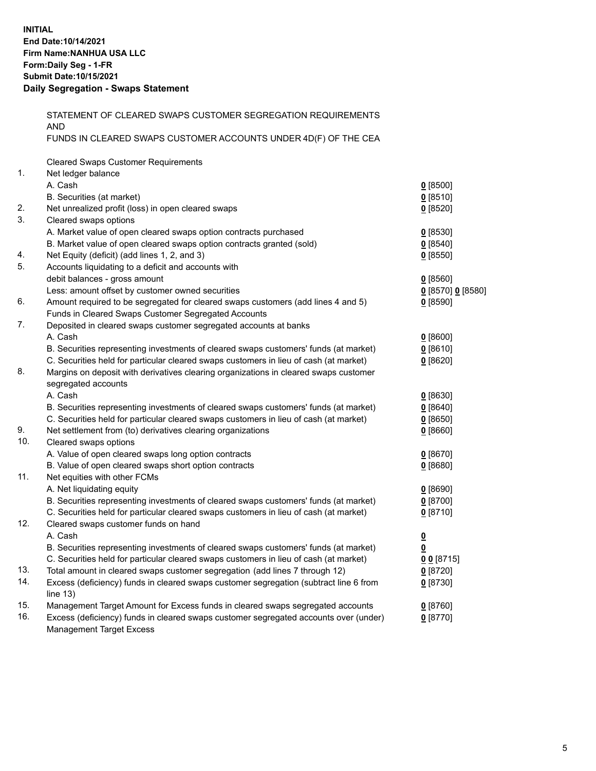**INITIAL**
**End Date:10/14/2021**
**Firm Name:NANHUA USA LLC**
**Form:Daily Seg - 1-FR**
**Submit Date:10/15/2021**
**Daily Segregation - Swaps Statement**

STATEMENT OF CLEARED SWAPS CUSTOMER SEGREGATION REQUIREMENTS AND FUNDS IN CLEARED SWAPS CUSTOMER ACCOUNTS UNDER 4D(F) OF THE CEA

| | | |
|---|---|---|
| | Cleared Swaps Customer Requirements | |
| 1. | Net ledger balance | |
| | A. Cash | 0 [8500] |
| | B. Securities (at market) | 0 [8510] |
| 2. | Net unrealized profit (loss) in open cleared swaps | 0 [8520] |
| 3. | Cleared swaps options | |
| | A. Market value of open cleared swaps option contracts purchased | 0 [8530] |
| | B. Market value of open cleared swaps option contracts granted (sold) | 0 [8540] |
| 4. | Net Equity (deficit) (add lines 1, 2, and 3) | 0 [8550] |
| 5. | Accounts liquidating to a deficit and accounts with debit balances - gross amount | 0 [8560] |
| | Less: amount offset by customer owned securities | 0 [8570] 0 [8580] |
| 6. | Amount required to be segregated for cleared swaps customers (add lines 4 and 5) | 0 [8590] |
| | Funds in Cleared Swaps Customer Segregated Accounts | |
| 7. | Deposited in cleared swaps customer segregated accounts at banks | |
| | A. Cash | 0 [8600] |
| | B. Securities representing investments of cleared swaps customers' funds (at market) | 0 [8610] |
| | C. Securities held for particular cleared swaps customers in lieu of cash (at market) | 0 [8620] |
| 8. | Margins on deposit with derivatives clearing organizations in cleared swaps customer segregated accounts | |
| | A. Cash | 0 [8630] |
| | B. Securities representing investments of cleared swaps customers' funds (at market) | 0 [8640] |
| | C. Securities held for particular cleared swaps customers in lieu of cash (at market) | 0 [8650] |
| 9. | Net settlement from (to) derivatives clearing organizations | 0 [8660] |
| 10. | Cleared swaps options | |
| | A. Value of open cleared swaps long option contracts | 0 [8670] |
| | B. Value of open cleared swaps short option contracts | 0 [8680] |
| 11. | Net equities with other FCMs | |
| | A. Net liquidating equity | 0 [8690] |
| | B. Securities representing investments of cleared swaps customers' funds (at market) | 0 [8700] |
| | C. Securities held for particular cleared swaps customers in lieu of cash (at market) | 0 [8710] |
| 12. | Cleared swaps customer funds on hand | |
| | A. Cash | 0 |
| | B. Securities representing investments of cleared swaps customers' funds (at market) | 0 |
| | C. Securities held for particular cleared swaps customers in lieu of cash (at market) | 0 0 [8715] |
| 13. | Total amount in cleared swaps customer segregation (add lines 7 through 12) | 0 [8720] |
| 14. | Excess (deficiency) funds in cleared swaps customer segregation (subtract line 6 from line 13) | 0 [8730] |
| 15. | Management Target Amount for Excess funds in cleared swaps segregated accounts | 0 [8760] |
| 16. | Excess (deficiency) funds in cleared swaps customer segregated accounts over (under) Management Target Excess | 0 [8770] |